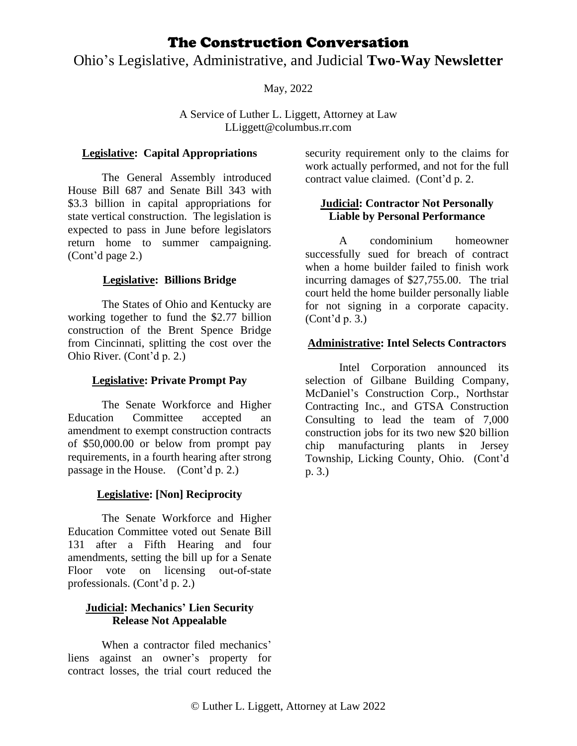# The Construction Conversation

## Ohio's Legislative, Administrative, and Judicial **Two-Way Newsletter**

May, 2022

A Service of Luther L. Liggett, Attorney at Law
LLiggett@columbus.rr.com

### **Legislative: Capital Appropriations**

The General Assembly introduced House Bill 687 and Senate Bill 343 with $3.3 billion in capital appropriations for state vertical construction. The legislation is expected to pass in June before legislators return home to summer campaigning. (Cont'd page 2.)

### **Legislative: Billions Bridge**

The States of Ohio and Kentucky are working together to fund the $2.77 billion construction of the Brent Spence Bridge from Cincinnati, splitting the cost over the Ohio River. (Cont'd p. 2.)

### **Legislative: Private Prompt Pay**

The Senate Workforce and Higher Education Committee accepted an amendment to exempt construction contracts of $50,000.00 or below from prompt pay requirements, in a fourth hearing after strong passage in the House. (Cont'd p. 2.)

### **Legislative: [Non] Reciprocity**

The Senate Workforce and Higher Education Committee voted out Senate Bill 131 after a Fifth Hearing and four amendments, setting the bill up for a Senate Floor vote on licensing out-of-state professionals. (Cont'd p. 2.)

### **Judicial: Mechanics' Lien Security Release Not Appealable**

When a contractor filed mechanics' liens against an owner's property for contract losses, the trial court reduced the security requirement only to the claims for work actually performed, and not for the full contract value claimed. (Cont'd p. 2.

### **Judicial: Contractor Not Personally Liable by Personal Performance**

A condominium homeowner successfully sued for breach of contract when a home builder failed to finish work incurring damages of $27,755.00. The trial court held the home builder personally liable for not signing in a corporate capacity. (Cont'd p. 3.)

### **Administrative: Intel Selects Contractors**

Intel Corporation announced its selection of Gilbane Building Company, McDaniel's Construction Corp., Northstar Contracting Inc., and GTSA Construction Consulting to lead the team of 7,000 construction jobs for its two new $20 billion chip manufacturing plants in Jersey Township, Licking County, Ohio. (Cont'd p. 3.)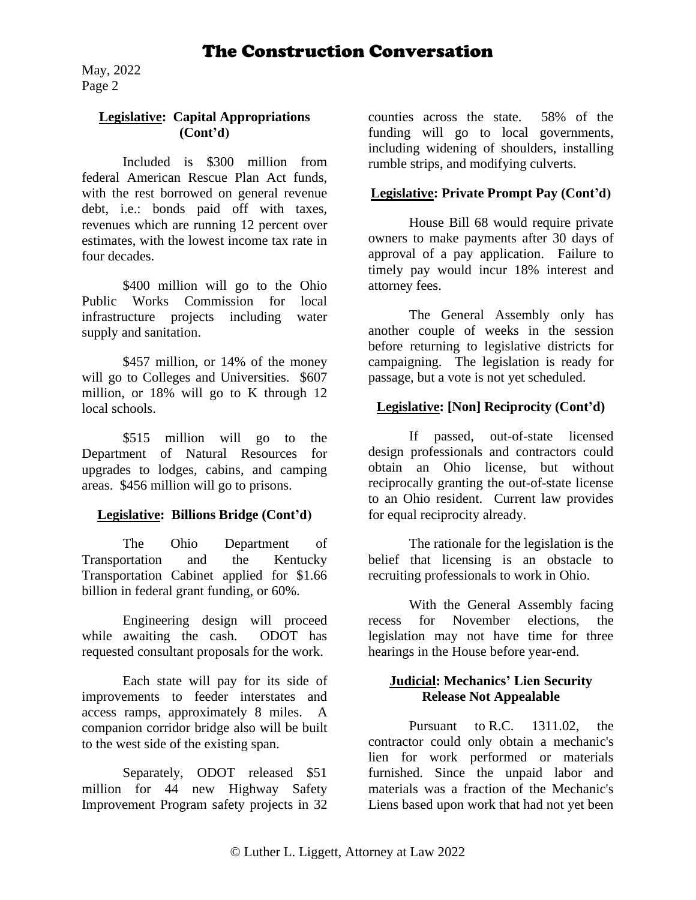## **<u>Legislative</u>: Capital Appropriations (Cont'd)**

Included is $300 million from federal American Rescue Plan Act funds, with the rest borrowed on general revenue debt, i.e.: bonds paid off with taxes, revenues which are running 12 percent over estimates, with the lowest income tax rate in four decades.

$400 million will go to the Ohio Public Works Commission for local infrastructure projects including water supply and sanitation.

$457 million, or 14% of the money will go to Colleges and Universities. $607 million, or 18% will go to K through 12 local schools.

$515 million will go to the Department of Natural Resources for upgrades to lodges, cabins, and camping areas. $456 million will go to prisons.

## **<u>Legislative</u>: Billions Bridge (Cont'd)**

The Ohio Department of Transportation and the Kentucky Transportation Cabinet applied for $1.66 billion in federal grant funding, or 60%.

Engineering design will proceed while awaiting the cash. ODOT has requested consultant proposals for the work.

Each state will pay for its side of improvements to feeder interstates and access ramps, approximately 8 miles. A companion corridor bridge also will be built to the west side of the existing span.

Separately, ODOT released $51 million for 44 new Highway Safety Improvement Program safety projects in 32 counties across the state. 58% of the funding will go to local governments, including widening of shoulders, installing rumble strips, and modifying culverts.

## **<u>Legislative</u>: Private Prompt Pay (Cont'd)**

House Bill 68 would require private owners to make payments after 30 days of approval of a pay application. Failure to timely pay would incur 18% interest and attorney fees.

The General Assembly only has another couple of weeks in the session before returning to legislative districts for campaigning. The legislation is ready for passage, but a vote is not yet scheduled.

## **<u>Legislative</u>: [Non] Reciprocity (Cont'd)**

If passed, out-of-state licensed design professionals and contractors could obtain an Ohio license, but without reciprocally granting the out-of-state license to an Ohio resident. Current law provides for equal reciprocity already.

The rationale for the legislation is the belief that licensing is an obstacle to recruiting professionals to work in Ohio.

With the General Assembly facing recess for November elections, the legislation may not have time for three hearings in the House before year-end.

## **<u>Judicial</u>: Mechanics' Lien Security Release Not Appealable**

Pursuant to R.C. 1311.02, the contractor could only obtain a mechanic's lien for work performed or materials furnished. Since the unpaid labor and materials was a fraction of the Mechanic's Liens based upon work that had not yet been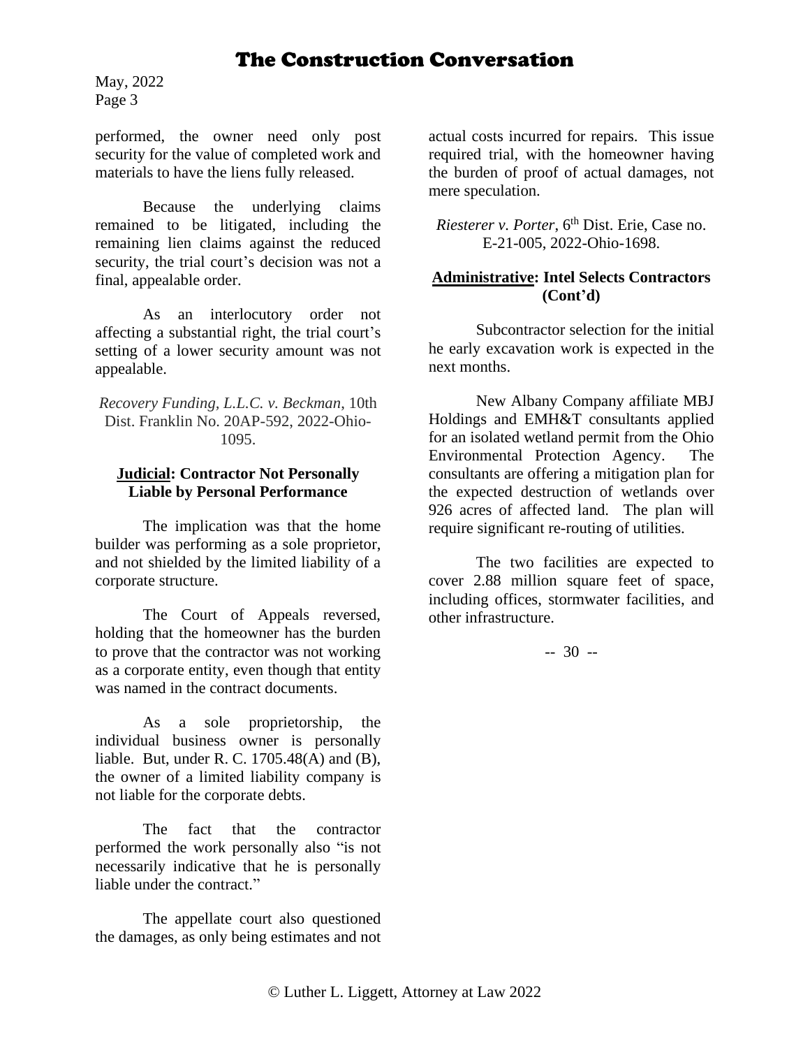performed, the owner need only post security for the value of completed work and materials to have the liens fully released.

Because the underlying claims remained to be litigated, including the remaining lien claims against the reduced security, the trial court's decision was not a final, appealable order.

As an interlocutory order not affecting a substantial right, the trial court's setting of a lower security amount was not appealable.

*Recovery Funding, L.L.C. v. Beckman*, 10th Dist. Franklin No. 20AP-592, 2022-Ohio-1095.

### **Judicial: Contractor Not Personally Liable by Personal Performance**

The implication was that the home builder was performing as a sole proprietor, and not shielded by the limited liability of a corporate structure.

The Court of Appeals reversed, holding that the homeowner has the burden to prove that the contractor was not working as a corporate entity, even though that entity was named in the contract documents.

As a sole proprietorship, the individual business owner is personally liable. But, under R. C. 1705.48(A) and (B), the owner of a limited liability company is not liable for the corporate debts.

The fact that the contractor performed the work personally also "is not necessarily indicative that he is personally liable under the contract."

The appellate court also questioned the damages, as only being estimates and not actual costs incurred for repairs. This issue required trial, with the homeowner having the burden of proof of actual damages, not mere speculation.

*Riesterer v. Porter*, 6th Dist. Erie, Case no. E-21-005, 2022-Ohio-1698.

### **Administrative: Intel Selects Contractors (Cont'd)**

Subcontractor selection for the initial he early excavation work is expected in the next months.

New Albany Company affiliate MBJ Holdings and EMH&T consultants applied for an isolated wetland permit from the Ohio Environmental Protection Agency. The consultants are offering a mitigation plan for the expected destruction of wetlands over 926 acres of affected land. The plan will require significant re-routing of utilities.

The two facilities are expected to cover 2.88 million square feet of space, including offices, stormwater facilities, and other infrastructure.

-- 30 --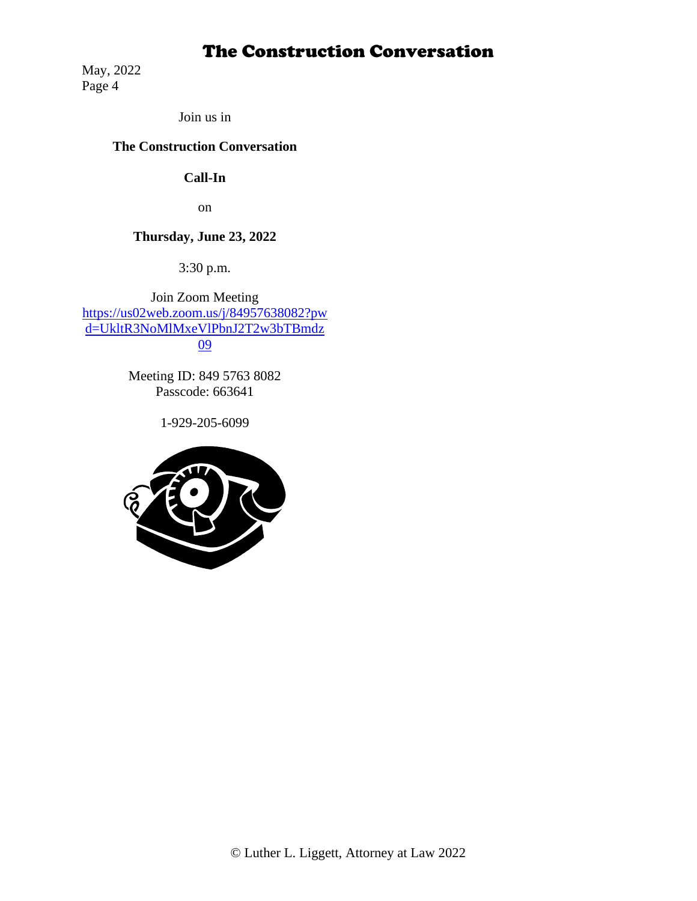Join us in

**The Construction Conversation**

**Call-In**

on

**Thursday, June 23, 2022**

3:30 p.m.

Join Zoom Meeting
https://us02web.zoom.us/j/84957638082?pwd=UkltR3NoMlMxeVlPbnJ2T2w3bTBmdz09

Meeting ID: 849 5763 8082
Passcode: 663641

1-929-205-6099

© Luther L. Liggett, Attorney at Law 2022